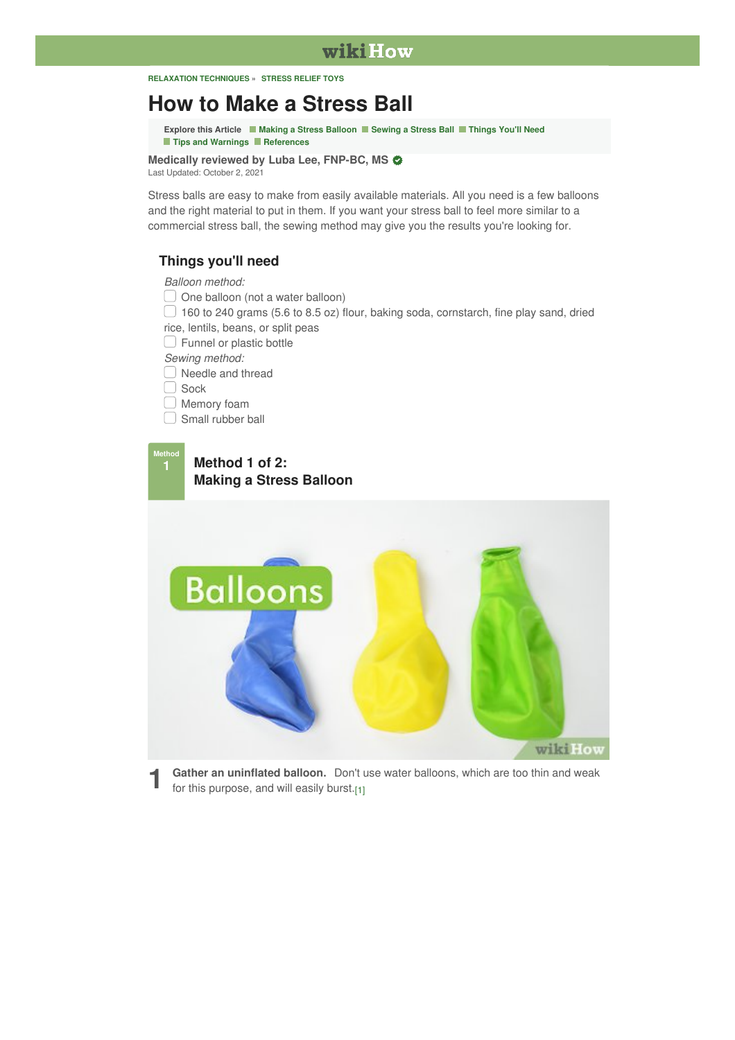RELAXATION TECHNIQUES » STRESS RELIEF TOYS

# How to Make a Stress Ball

Explore this Article | Making a Stress Balloon | Sewing a Stress Ball | Things You'll Need | Tips and Warnings | References

**Medically reviewed by Luba Lee, FNP-BC, MS**
Last Updated: October 2, 2021

Stress balls are easy to make from easily available materials. All you need is a few balloons and the right material to put in them. If you want your stress ball to feel more similar to a commercial stress ball, the sewing method may give you the results you're looking for.

## Things you'll need

*Balloon method:*

- One balloon (not a water balloon)
- 160 to 240 grams (5.6 to 8.5 oz) flour, baking soda, cornstarch, fine play sand, dried rice, lentils, beans, or split peas
- Funnel or plastic bottle

*Sewing method:*

- Needle and thread
- Sock
- Memory foam
- Small rubber ball

## Method 1 of 2: Making a Stress Balloon

1. **Gather an uninflated balloon.** Don't use water balloons, which are too thin and weak for this purpose, and will easily burst.[1]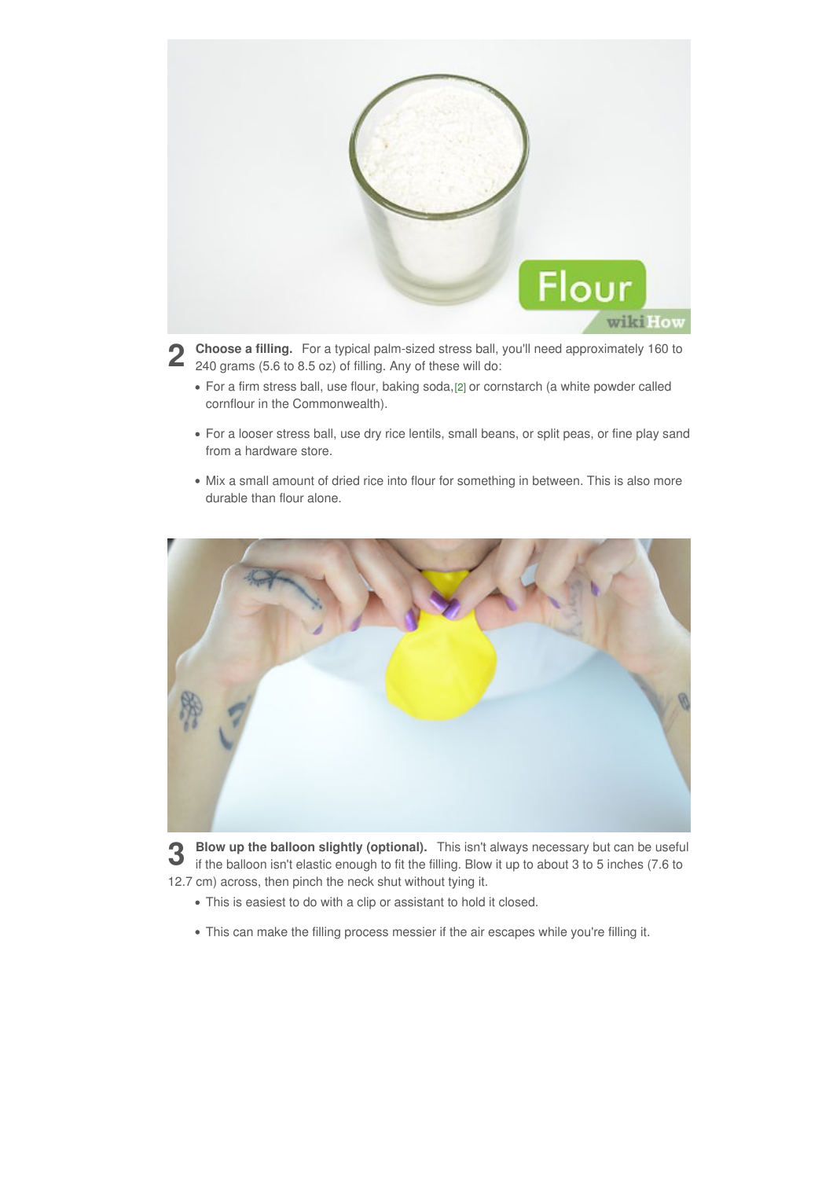**2** **Choose a filling.** For a typical palm-sized stress ball, you'll need approximately 160 to 240 grams (5.6 to 8.5 oz) of filling. Any of these will do:

- For a firm stress ball, use flour, baking soda,[2] or cornstarch (a white powder called cornflour in the Commonwealth).
- For a looser stress ball, use dry rice lentils, small beans, or split peas, or fine play sand from a hardware store.
- Mix a small amount of dried rice into flour for something in between. This is also more durable than flour alone.

**3** **Blow up the balloon slightly (optional).** This isn't always necessary but can be useful if the balloon isn't elastic enough to fit the filling. Blow it up to about 3 to 5 inches (7.6 to 12.7 cm) across, then pinch the neck shut without tying it.

- This is easiest to do with a clip or assistant to hold it closed.
- This can make the filling process messier if the air escapes while you're filling it.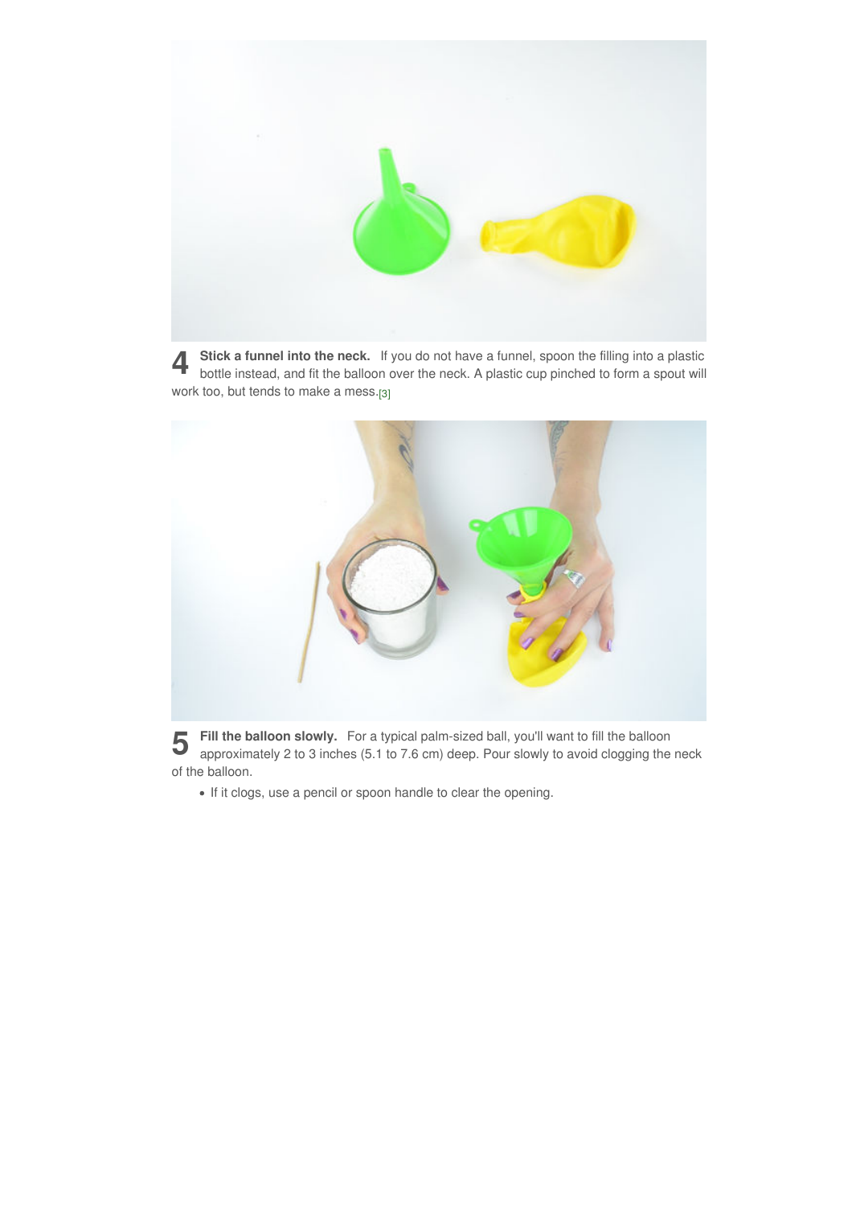4 **Stick a funnel into the neck.** If you do not have a funnel, spoon the filling into a plastic bottle instead, and fit the balloon over the neck. A plastic cup pinched to form a spout will work too, but tends to make a mess.[3]

5 **Fill the balloon slowly.** For a typical palm-sized ball, you'll want to fill the balloon approximately 2 to 3 inches (5.1 to 7.6 cm) deep. Pour slowly to avoid clogging the neck of the balloon.

- If it clogs, use a pencil or spoon handle to clear the opening.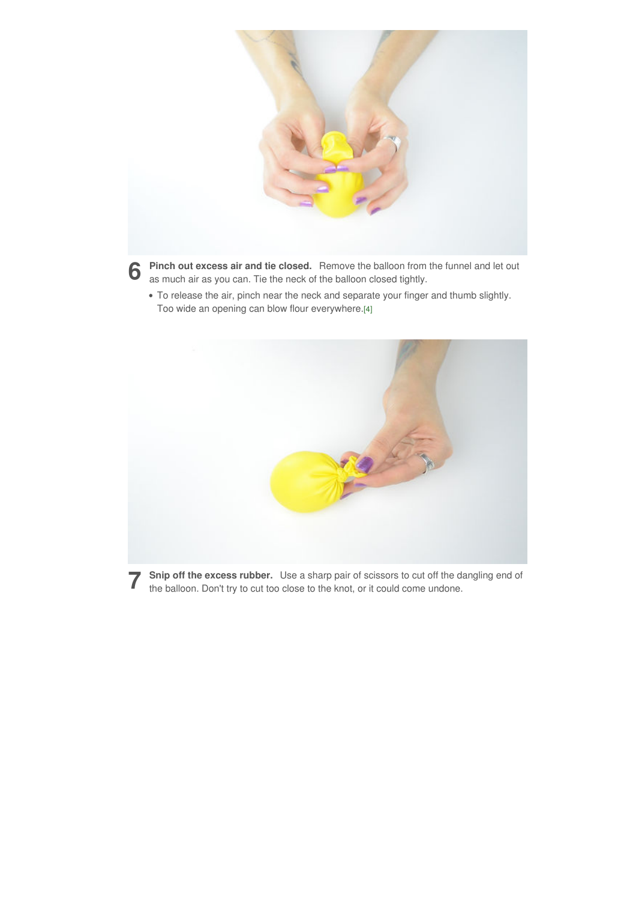**6** **Pinch out excess air and tie closed.** Remove the balloon from the funnel and let out as much air as you can. Tie the neck of the balloon closed tightly.

- To release the air, pinch near the neck and separate your finger and thumb slightly. Too wide an opening can blow flour everywhere.[4]

**7** **Snip off the excess rubber.** Use a sharp pair of scissors to cut off the dangling end of the balloon. Don't try to cut too close to the knot, or it could come undone.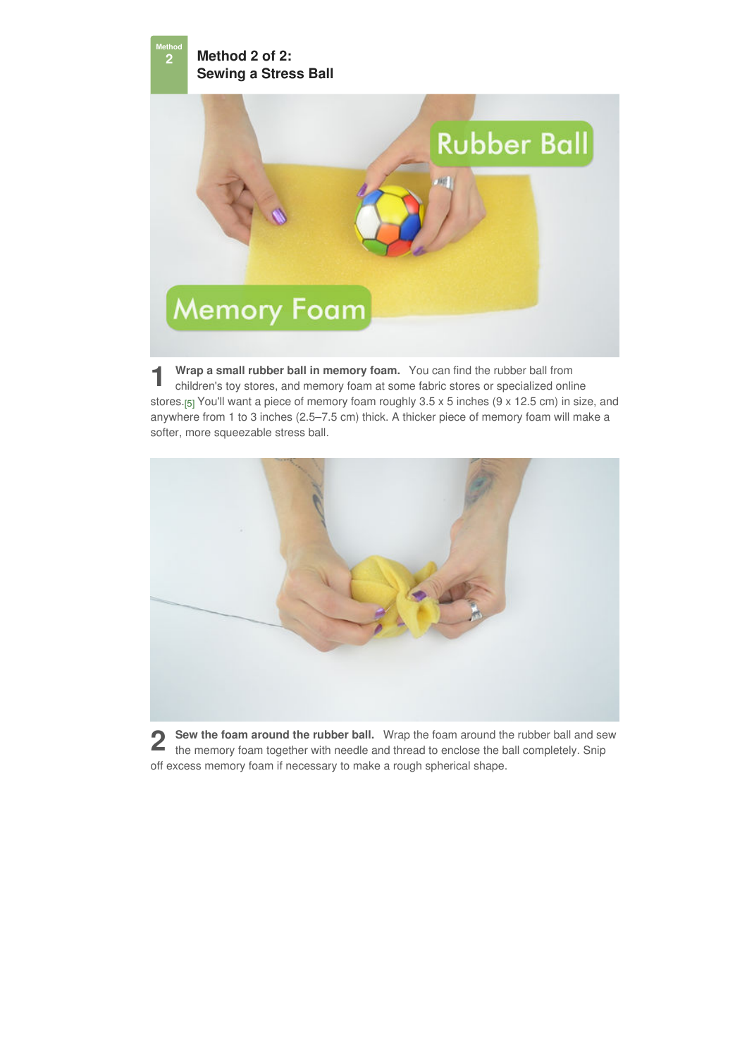## Method 2 of 2: Sewing a Stress Ball

**1** **Wrap a small rubber ball in memory foam.** You can find the rubber ball from children's toy stores, and memory foam at some fabric stores or specialized online stores.[5] You'll want a piece of memory foam roughly 3.5 x 5 inches (9 x 12.5 cm) in size, and anywhere from 1 to 3 inches (2.5–7.5 cm) thick. A thicker piece of memory foam will make a softer, more squeezable stress ball.

**2** **Sew the foam around the rubber ball.** Wrap the foam around the rubber ball and sew the memory foam together with needle and thread to enclose the ball completely. Snip off excess memory foam if necessary to make a rough spherical shape.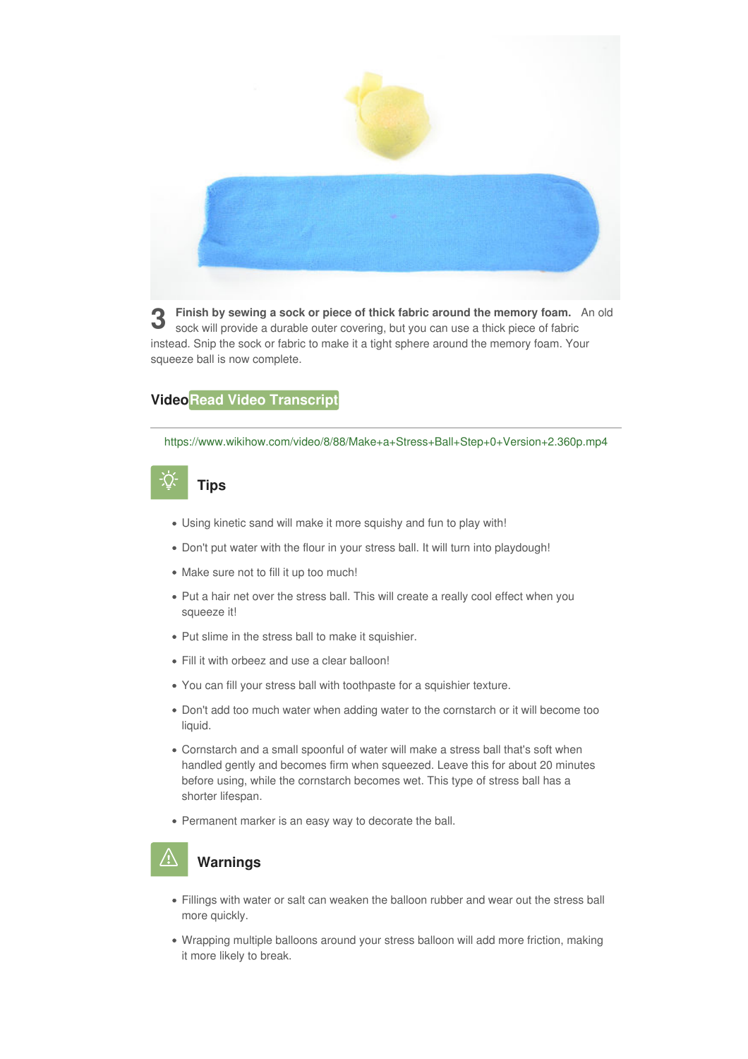3 **Finish by sewing a sock or piece of thick fabric around the memory foam.** An old sock will provide a durable outer covering, but you can use a thick piece of fabric instead. Snip the sock or fabric to make it a tight sphere around the memory foam. Your squeeze ball is now complete.

## Video Read Video Transcript

https://www.wikihow.com/video/8/88/Make+a+Stress+Ball+Step+0+Version+2.360p.mp4

## Tips

- Using kinetic sand will make it more squishy and fun to play with!
- Don't put water with the flour in your stress ball. It will turn into playdough!
- Make sure not to fill it up too much!
- Put a hair net over the stress ball. This will create a really cool effect when you squeeze it!
- Put slime in the stress ball to make it squishier.
- Fill it with orbeez and use a clear balloon!
- You can fill your stress ball with toothpaste for a squishier texture.
- Don't add too much water when adding water to the cornstarch or it will become too liquid.
- Cornstarch and a small spoonful of water will make a stress ball that's soft when handled gently and becomes firm when squeezed. Leave this for about 20 minutes before using, while the cornstarch becomes wet. This type of stress ball has a shorter lifespan.
- Permanent marker is an easy way to decorate the ball.

## Warnings

- Fillings with water or salt can weaken the balloon rubber and wear out the stress ball more quickly.
- Wrapping multiple balloons around your stress balloon will add more friction, making it more likely to break.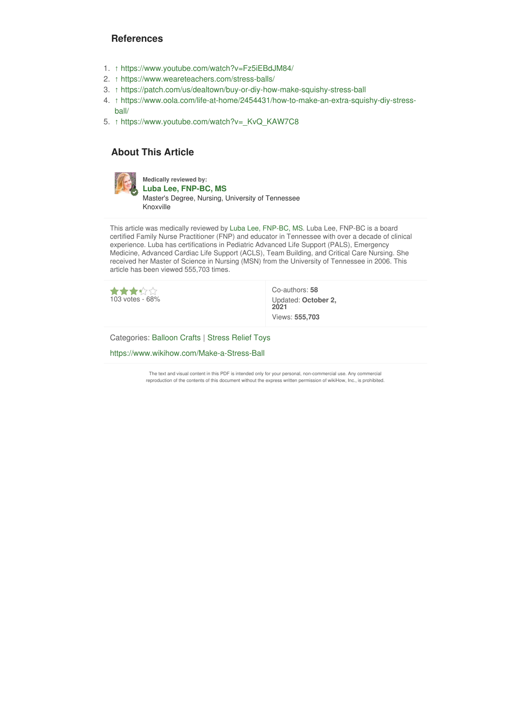## References

1. ↑ https://www.youtube.com/watch?v=Fz5iEBdJM84/
2. ↑ https://www.weareteachers.com/stress-balls/
3. ↑ https://patch.com/us/dealtown/buy-or-diy-how-make-squishy-stress-ball
4. ↑ https://www.oola.com/life-at-home/2454431/how-to-make-an-extra-squishy-diy-stress-ball/
5. ↑ https://www.youtube.com/watch?v=_KvQ_KAW7C8

## About This Article

Medically reviewed by:
**Luba Lee, FNP-BC, MS**
Master's Degree, Nursing, University of Tennessee Knoxville

This article was medically reviewed by Luba Lee, FNP-BC, MS. Luba Lee, FNP-BC is a board certified Family Nurse Practitioner (FNP) and educator in Tennessee with over a decade of clinical experience. Luba has certifications in Pediatric Advanced Life Support (PALS), Emergency Medicine, Advanced Cardiac Life Support (ACLS), Team Building, and Critical Care Nursing. She received her Master of Science in Nursing (MSN) from the University of Tennessee in 2006. This article has been viewed 555,703 times.

103 votes - 68%

Co-authors: **58**
Updated: **October 2, 2021**
Views: **555,703**

Categories: Balloon Crafts | Stress Relief Toys

https://www.wikihow.com/Make-a-Stress-Ball

The text and visual content in this PDF is intended only for your personal, non-commercial use. Any commercial reproduction of the contents of this document without the express written permission of wikiHow, Inc., is prohibited.